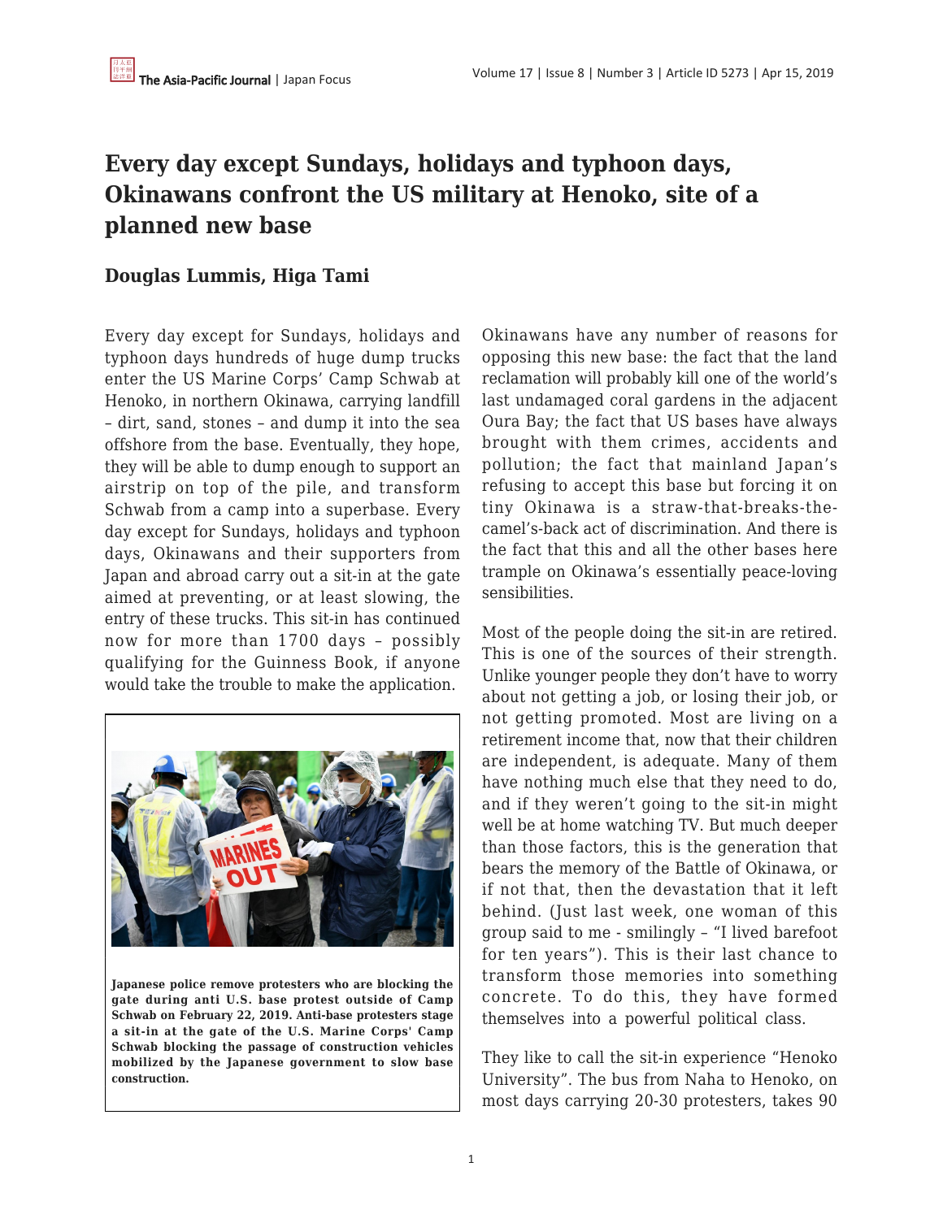# Every day except Sundays, holidays and typhoon days, Okinawans confront the US military at Henoko, site of a planned new base

**Douglas Lummis, Higa Tami**

Every day except for Sundays, holidays and typhoon days hundreds of huge dump trucks enter the US Marine Corps' Camp Schwab at Henoko, in northern Okinawa, carrying landfill – dirt, sand, stones – and dump it into the sea offshore from the base. Eventually, they hope, they will be able to dump enough to support an airstrip on top of the pile, and transform Schwab from a camp into a superbase. Every day except for Sundays, holidays and typhoon days, Okinawans and their supporters from Japan and abroad carry out a sit-in at the gate aimed at preventing, or at least slowing, the entry of these trucks. This sit-in has continued now for more than 1700 days – possibly qualifying for the Guinness Book, if anyone would take the trouble to make the application.

**Japanese police remove protesters who are blocking the gate during anti U.S. base protest outside of Camp Schwab on February 22, 2019. Anti-base protesters stage a sit-in at the gate of the U.S. Marine Corps' Camp Schwab blocking the passage of construction vehicles mobilized by the Japanese government to slow base construction.**

Okinawans have any number of reasons for opposing this new base: the fact that the land reclamation will probably kill one of the world's last undamaged coral gardens in the adjacent Oura Bay; the fact that US bases have always brought with them crimes, accidents and pollution; the fact that mainland Japan's refusing to accept this base but forcing it on tiny Okinawa is a straw-that-breaks-the-camel's-back act of discrimination. And there is the fact that this and all the other bases here trample on Okinawa's essentially peace-loving sensibilities.

Most of the people doing the sit-in are retired. This is one of the sources of their strength. Unlike younger people they don't have to worry about not getting a job, or losing their job, or not getting promoted. Most are living on a retirement income that, now that their children are independent, is adequate. Many of them have nothing much else that they need to do, and if they weren't going to the sit-in might well be at home watching TV. But much deeper than those factors, this is the generation that bears the memory of the Battle of Okinawa, or if not that, then the devastation that it left behind. (Just last week, one woman of this group said to me - smilingly – "I lived barefoot for ten years"). This is their last chance to transform those memories into something concrete. To do this, they have formed themselves into a powerful political class.

They like to call the sit-in experience "Henoko University". The bus from Naha to Henoko, on most days carrying 20-30 protesters, takes 90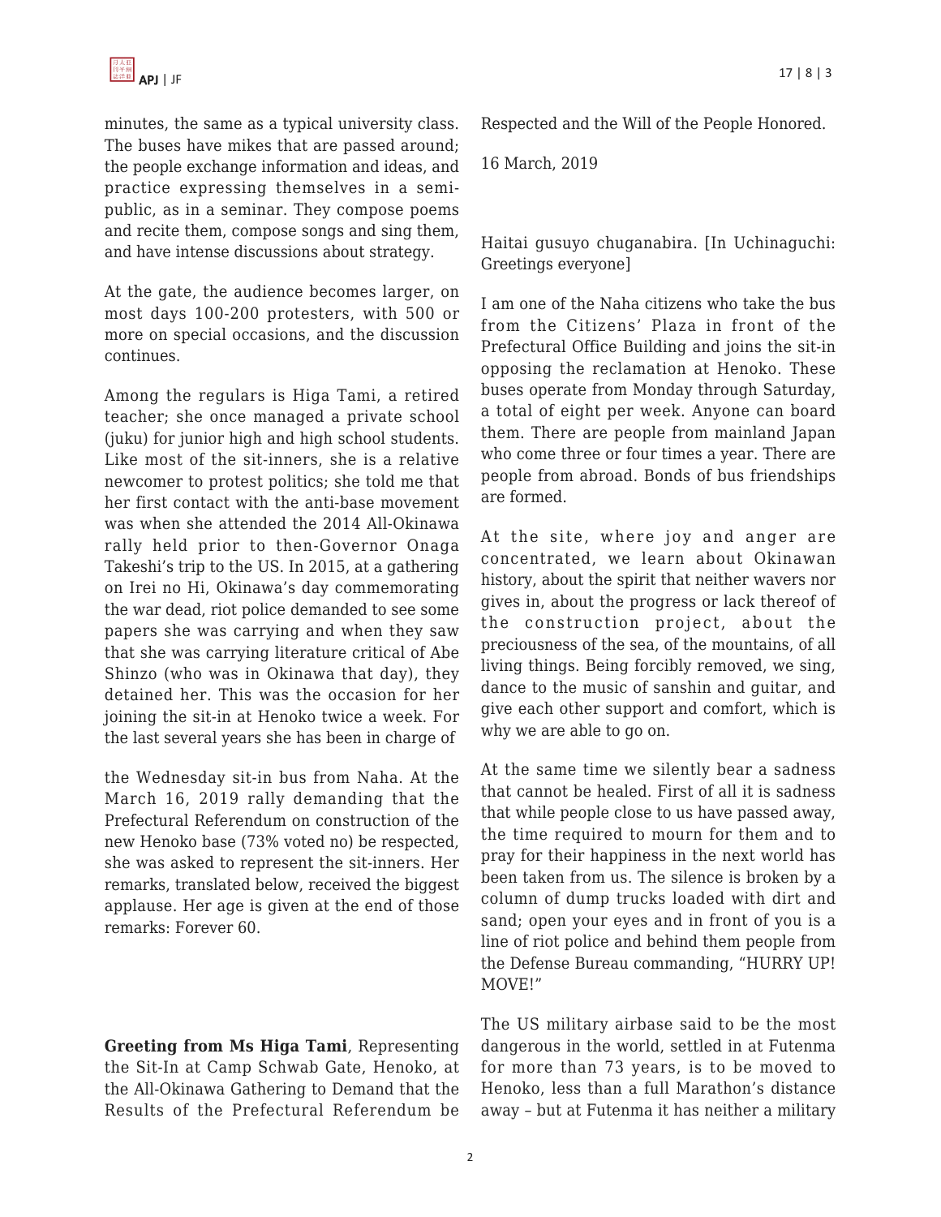minutes, the same as a typical university class. The buses have mikes that are passed around; the people exchange information and ideas, and practice expressing themselves in a semi-public, as in a seminar. They compose poems and recite them, compose songs and sing them, and have intense discussions about strategy.

At the gate, the audience becomes larger, on most days 100-200 protesters, with 500 or more on special occasions, and the discussion continues.

Among the regulars is Higa Tami, a retired teacher; she once managed a private school (juku) for junior high and high school students. Like most of the sit-inners, she is a relative newcomer to protest politics; she told me that her first contact with the anti-base movement was when she attended the 2014 All-Okinawa rally held prior to then-Governor Onaga Takeshi's trip to the US. In 2015, at a gathering on Irei no Hi, Okinawa's day commemorating the war dead, riot police demanded to see some papers she was carrying and when they saw that she was carrying literature critical of Abe Shinzo (who was in Okinawa that day), they detained her. This was the occasion for her joining the sit-in at Henoko twice a week. For the last several years she has been in charge of the Wednesday sit-in bus from Naha. At the March 16, 2019 rally demanding that the Prefectural Referendum on construction of the new Henoko base (73% voted no) be respected, she was asked to represent the sit-inners. Her remarks, translated below, received the biggest applause. Her age is given at the end of those remarks: Forever 60.

**Greeting from Ms Higa Tami**, Representing the Sit-In at Camp Schwab Gate, Henoko, at the All-Okinawa Gathering to Demand that the Results of the Prefectural Referendum be Respected and the Will of the People Honored.

16 March, 2019

Haitai gusuyo chuganabira. [In Uchinaguchi: Greetings everyone]

I am one of the Naha citizens who take the bus from the Citizens' Plaza in front of the Prefectural Office Building and joins the sit-in opposing the reclamation at Henoko. These buses operate from Monday through Saturday, a total of eight per week. Anyone can board them. There are people from mainland Japan who come three or four times a year. There are people from abroad. Bonds of bus friendships are formed.

At the site, where joy and anger are concentrated, we learn about Okinawan history, about the spirit that neither wavers nor gives in, about the progress or lack thereof of the construction project, about the preciousness of the sea, of the mountains, of all living things. Being forcibly removed, we sing, dance to the music of sanshin and guitar, and give each other support and comfort, which is why we are able to go on.

At the same time we silently bear a sadness that cannot be healed. First of all it is sadness that while people close to us have passed away, the time required to mourn for them and to pray for their happiness in the next world has been taken from us. The silence is broken by a column of dump trucks loaded with dirt and sand; open your eyes and in front of you is a line of riot police and behind them people from the Defense Bureau commanding, "HURRY UP! MOVE!"

The US military airbase said to be the most dangerous in the world, settled in at Futenma for more than 73 years, is to be moved to Henoko, less than a full Marathon's distance away – but at Futenma it has neither a military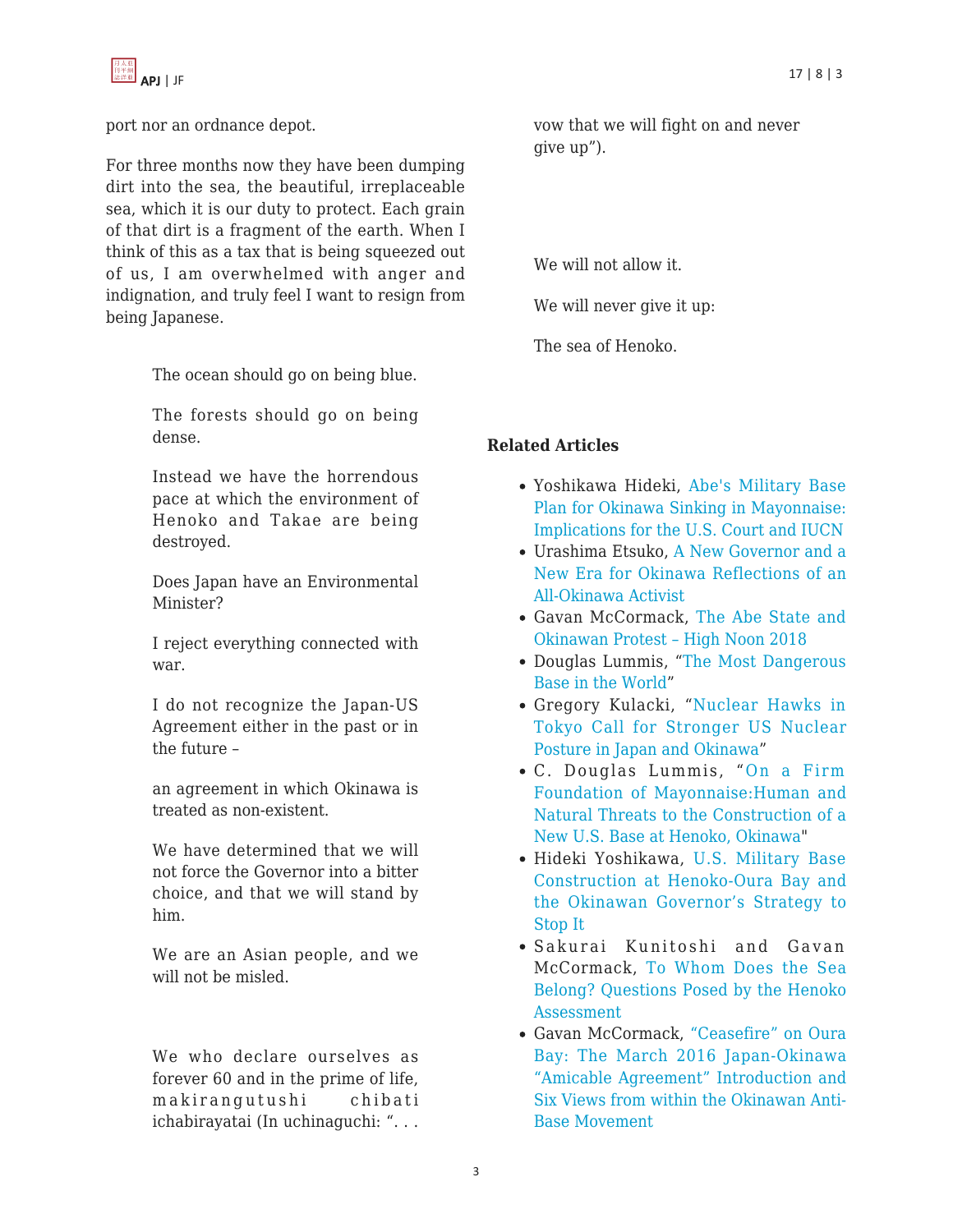port nor an ordnance depot.

For three months now they have been dumping dirt into the sea, the beautiful, irreplaceable sea, which it is our duty to protect. Each grain of that dirt is a fragment of the earth. When I think of this as a tax that is being squeezed out of us, I am overwhelmed with anger and indignation, and truly feel I want to resign from being Japanese.

> The ocean should go on being blue.
>
> The forests should go on being dense.
>
> Instead we have the horrendous pace at which the environment of Henoko and Takae are being destroyed.
>
> Does Japan have an Environmental Minister?
>
> I reject everything connected with war.
>
> I do not recognize the Japan-US Agreement either in the past or in the future –
>
> an agreement in which Okinawa is treated as non-existent.
>
> We have determined that we will not force the Governor into a bitter choice, and that we will stand by him.
>
> We are an Asian people, and we will not be misled.
>
> We who declare ourselves as forever 60 and in the prime of life, makirangutushi chibati ichabirayatai (In uchinaguchi: ". . . vow that we will fight on and never give up").
>
> We will not allow it.
>
> We will never give it up:
>
> The sea of Henoko.

**Related Articles**

- Yoshikawa Hideki, Abe's Military Base Plan for Okinawa Sinking in Mayonnaise: Implications for the U.S. Court and IUCN
- Urashima Etsuko, A New Governor and a New Era for Okinawa Reflections of an All-Okinawa Activist
- Gavan McCormack, The Abe State and Okinawan Protest – High Noon 2018
- Douglas Lummis, "The Most Dangerous Base in the World"
- Gregory Kulacki, "Nuclear Hawks in Tokyo Call for Stronger US Nuclear Posture in Japan and Okinawa"
- C. Douglas Lummis, "On a Firm Foundation of Mayonnaise:Human and Natural Threats to the Construction of a New U.S. Base at Henoko, Okinawa"
- Hideki Yoshikawa, U.S. Military Base Construction at Henoko-Oura Bay and the Okinawan Governor's Strategy to Stop It
- Sakurai Kunitoshi and Gavan McCormack, To Whom Does the Sea Belong? Questions Posed by the Henoko Assessment
- Gavan McCormack, "Ceasefire" on Oura Bay: The March 2016 Japan-Okinawa "Amicable Agreement" Introduction and Six Views from within the Okinawan Anti-Base Movement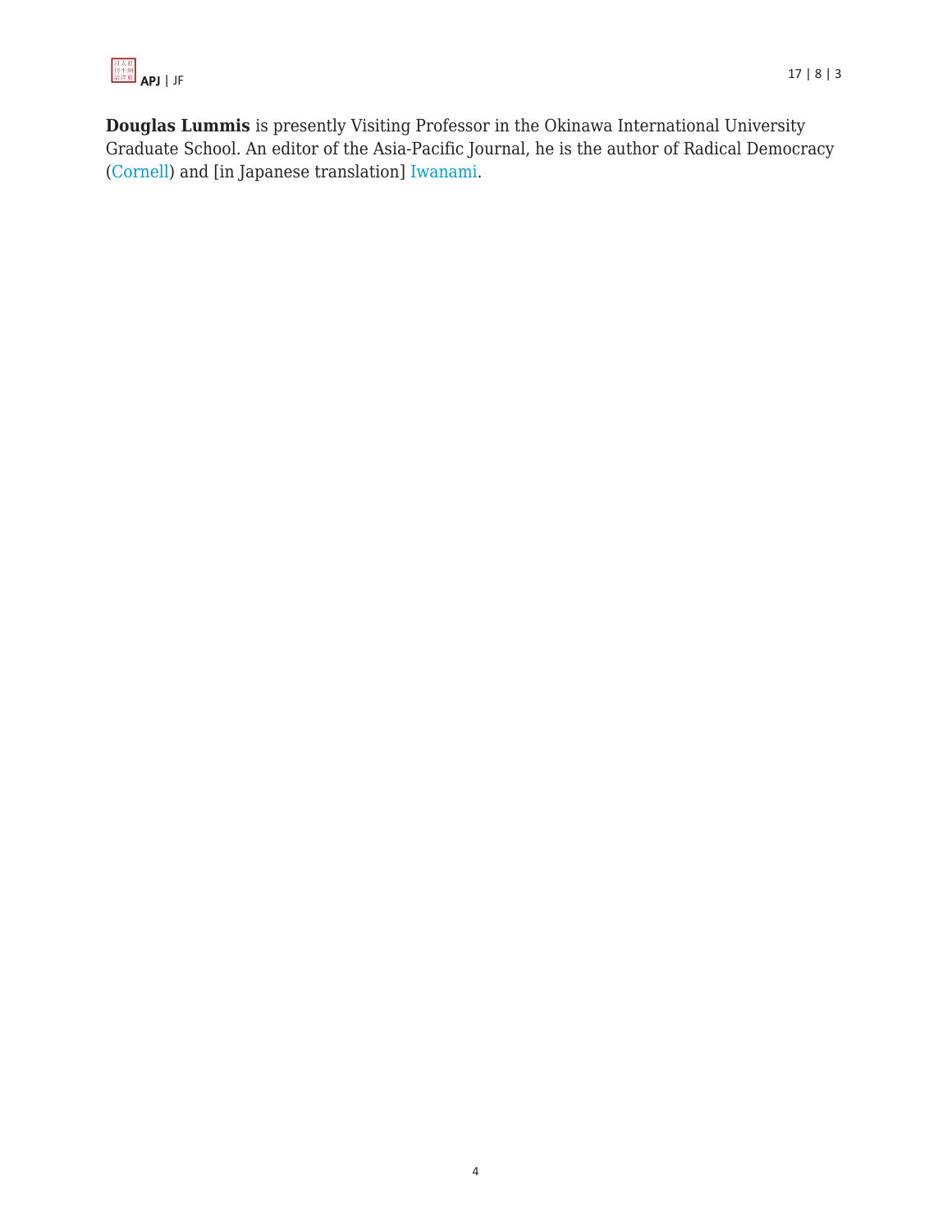**Douglas Lummis** is presently Visiting Professor in the Okinawa International University Graduate School. An editor of the Asia-Pacific Journal, he is the author of Radical Democracy (Cornell) and [in Japanese translation] Iwanami.